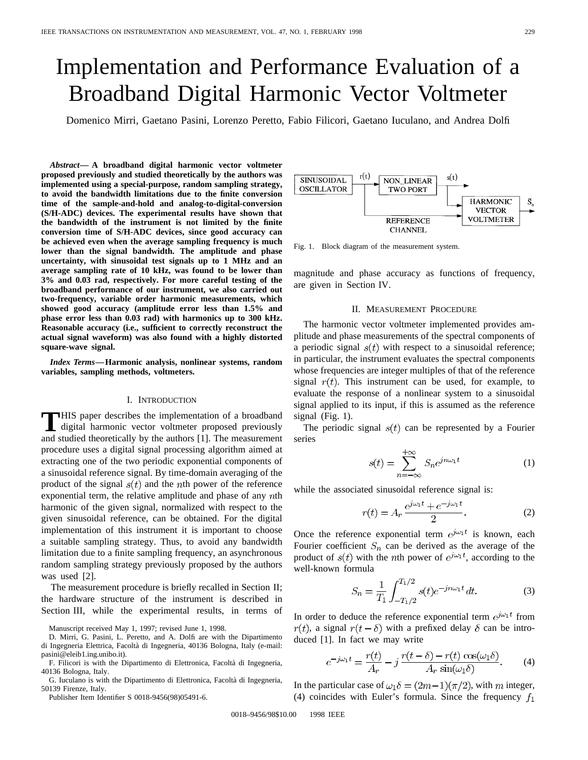# Implementation and Performance Evaluation of a Broadband Digital Harmonic Vector Voltmeter

Domenico Mirri, Gaetano Pasini, Lorenzo Peretto, Fabio Filicori, Gaetano Iuculano, and Andrea Dolfi

***Abstract*— A broadband digital harmonic vector voltmeter proposed previously and studied theoretically by the authors was implemented using a special-purpose, random sampling strategy, to avoid the bandwidth limitations due to the finite conversion time of the sample-and-hold and analog-to-digital-conversion (S/H-ADC) devices. The experimental results have shown that the bandwidth of the instrument is not limited by the finite conversion time of S/H-ADC devices, since good accuracy can be achieved even when the average sampling frequency is much lower than the signal bandwidth. The amplitude and phase uncertainty, with sinusoidal test signals up to 1 MHz and an average sampling rate of 10 kHz, was found to be lower than 3% and 0.03 rad, respectively. For more careful testing of the broadband performance of our instrument, we also carried out two-frequency, variable order harmonic measurements, which showed good accuracy (amplitude error less than 1.5% and phase error less than 0.03 rad) with harmonics up to 300 kHz. Reasonable accuracy (i.e., sufficient to correctly reconstruct the actual signal waveform) was also found with a highly distorted square-wave signal.**

***Index Terms*—Harmonic analysis, nonlinear systems, random variables, sampling methods, voltmeters.**

## I. Introduction

This paper describes the implementation of a broadband digital harmonic vector voltmeter proposed previously and studied theoretically by the authors [1]. The measurement procedure uses a digital signal processing algorithm aimed at extracting one of the two periodic exponential components of a sinusoidal reference signal. By time-domain averaging of the product of the signal $s(t)$ and the $n$th power of the reference exponential term, the relative amplitude and phase of any $n$th harmonic of the given signal, normalized with respect to the given sinusoidal reference, can be obtained. For the digital implementation of this instrument it is important to choose a suitable sampling strategy. Thus, to avoid any bandwidth limitation due to a finite sampling frequency, an asynchronous random sampling strategy previously proposed by the authors was used [2].

The measurement procedure is briefly recalled in Section II; the hardware structure of the instrument is described in Section III, while the experimental results, in terms of magnitude and phase accuracy as functions of frequency, are given in Section IV.

Manuscript received May 1, 1997; revised June 1, 1998.

D. Mirri, G. Pasini, L. Peretto, and A. Dolfi are with the Dipartimento di Ingegneria Elettrica, Facoltà di Ingegneria, 40136 Bologna, Italy (e-mail: pasini@eleib1.ing.unibo.it).

F. Filicori is with the Dipartimento di Elettronica, Facoltà di Ingegneria, 40136 Bologna, Italy.

G. Iuculano is with the Dipartimento di Elettronica, Facoltà di Ingegneria, 50139 Firenze, Italy.

Publisher Item Identifier S 0018-9456(98)05491-6.

Fig. 1. Block diagram of the measurement system.

## II. Measurement Procedure

The harmonic vector voltmeter implemented provides amplitude and phase measurements of the spectral components of a periodic signal $s(t)$ with respect to a sinusoidal reference; in particular, the instrument evaluates the spectral components whose frequencies are integer multiples of that of the reference signal $r(t)$. This instrument can be used, for example, to evaluate the response of a nonlinear system to a sinusoidal signal applied to its input, if this is assumed as the reference signal (Fig. 1).

The periodic signal $s(t)$ can be represented by a Fourier series

$$s(t) = \sum_{n=-\infty}^{+\infty} S_n e^{jn\omega_1 t} \tag{1}$$

while the associated sinusoidal reference signal is:

$$r(t) = A_r \frac{e^{j\omega_1 t} + e^{-j\omega_1 t}}{2}. \tag{2}$$

Once the reference exponential term $e^{j\omega_1 t}$ is known, each Fourier coefficient $S_n$ can be derived as the average of the product of $s(t)$ with the $n$th power of $e^{j\omega_1 t}$, according to the well-known formula

$$S_n = \frac{1}{T_1} \int_{-T_1/2}^{T_1/2} s(t) e^{-jn\omega_1 t}\, dt. \tag{3}$$

In order to deduce the reference exponential term $e^{j\omega_1 t}$ from $r(t)$, a signal $r(t-\delta)$ with a prefixed delay $\delta$ can be introduced [1]. In fact we may write

$$e^{-j\omega_1 t} = \frac{r(t)}{A_r} - j\,\frac{r(t-\delta) - r(t)\cos(\omega_1 \delta)}{A_r \sin(\omega_1 \delta)}. \tag{4}$$

In the particular case of $\omega_1 \delta = (2m-1)(\pi/2)$, with $m$ integer, (4) coincides with Euler's formula. Since the frequency $f_1$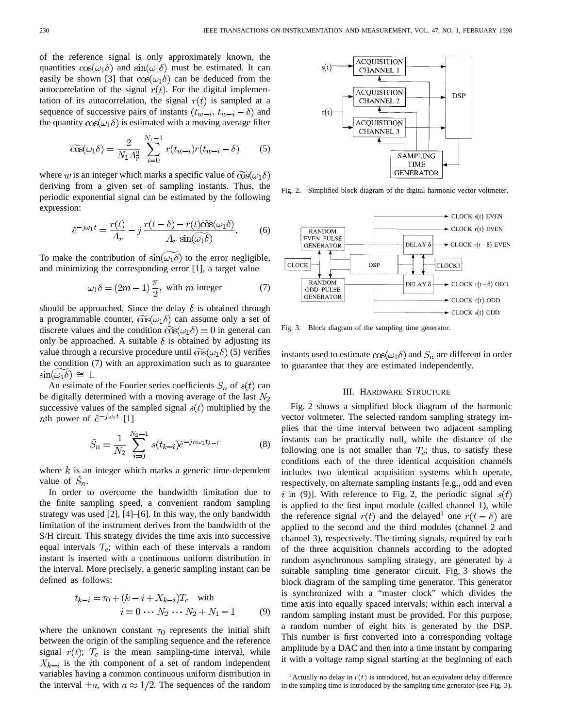of the reference signal is only approximately known, the quantities $\cos(\omega_1\delta)$ and $\sin(\omega_1\delta)$ must be estimated. It can easily be shown [3] that $\cos(\omega_1\delta)$ can be deduced from the autocorrelation of the signal $r(t)$. For the digital implementation of its autocorrelation, the signal $r(t)$ is sampled at a sequence of successive pairs of instants $(t_{w-i}, t_{w-i} - \delta)$ and the quantity $\cos(\omega_1\delta)$ is estimated with a moving average filter

$$\widetilde{\cos}(\omega_1\delta) = \frac{2}{N_1 A_r^2} \sum_{i=0}^{N_1-1} r(t_{w-i}) r(t_{w-i} - \delta) \tag{5}$$

where $w$ is an integer which marks a specific value of $\widetilde{\cos}(\omega_1\delta)$ deriving from a given set of sampling instants. Thus, the periodic exponential signal can be estimated by the following expression:

$$\tilde{e}^{-j\omega_1 t} = \frac{r(t)}{A_r} - j\,\frac{r(t-\delta) - r(t)\widetilde{\cos}(\omega_1\delta)}{A_r \sin(\widetilde{\omega_1\delta})}. \tag{6}$$

To make the contribution of $\sin(\widetilde{\omega_1\delta})$ to the error negligible, and minimizing the corresponding error [1], a target value

$$\omega_1\delta = (2m-1)\frac{\pi}{2}, \text{ with } m \text{ integer} \tag{7}$$

should be approached. Since the delay $\delta$ is obtained through a programmable counter, $\widetilde{\cos}(\omega_1\delta)$ can assume only a set of discrete values and the condition $\widetilde{\cos}(\omega_1\delta) = 0$ in general can only be approached. A suitable $\delta$ is obtained by adjusting its value through a recursive procedure until $\widetilde{\cos}(\omega_1\delta)$ (5) verifies the condition (7) with an approximation such as to guarantee $\sin(\widetilde{\omega_1\delta}) \cong 1$.

An estimate of the Fourier series coefficients $S_n$ of $s(t)$ can be digitally determined with a moving average of the last $N_2$ successive values of the sampled signal $s(t)$ multiplied by the $n$th power of $\tilde{e}^{-j\omega_1 t}$ [1]

$$\tilde{S}_n = \frac{1}{N_2} \sum_{i=0}^{N_2-1} s(t_{k-i}) \tilde{e}^{-jn\omega_1 t_{k-i}} \tag{8}$$

where $k$ is an integer which marks a generic time-dependent value of $\tilde{S}_n$.

In order to overcome the bandwidth limitation due to the finite sampling speed, a convenient random sampling strategy was used [2], [4]–[6]. In this way, the only bandwidth limitation of the instrument derives from the bandwidth of the S/H circuit. This strategy divides the time axis into successive equal intervals $T_c$; within each of these intervals a random instant is inserted with a continuous uniform distribution in the interval. More precisely, a generic sampling instant can be defined as follows:

$$t_{k-i} = \tau_0 + (k - i + X_{k-i})T_c \quad \text{with} \quad i = 0 \cdots N_2 \cdots N_2 + N_1 - 1 \tag{9}$$

where the unknown constant $\tau_0$ represents the initial shift between the origin of the sampling sequence and the reference signal $r(t)$; $T_c$ is the mean sampling-time interval, while $X_{k-i}$ is the $i$th component of a set of random independent variables having a common continuous uniform distribution in the interval $\pm a$, with $a \approx 1/2$. The sequences of the random instants used to estimate $\cos(\omega_1\delta)$ and $S_n$ are different in order to guarantee that they are estimated independently.

Fig. 2. Simplified block diagram of the digital harmonic vector voltmeter.

Fig. 3. Block diagram of the sampling time generator.

## III. Hardware Structure

Fig. 2 shows a simplified block diagram of the harmonic vector voltmeter. The selected random sampling strategy implies that the time interval between two adjacent sampling instants can be practically null, while the distance of the following one is not smaller than $T_c$; thus, to satisfy these conditions each of the three identical acquisition channels includes two identical acquisition systems which operate, respectively, on alternate sampling instants [e.g., odd and even $i$ in (9)]. With reference to Fig. 2, the periodic signal $s(t)$ is applied to the first input module (called channel 1), while the reference signal $r(t)$ and the delayed[1] one $r(t - \delta)$ are applied to the second and the third modules (channel 2 and channel 3), respectively. The timing signals, required by each of the three acquisition channels according to the adopted random asynchronous sampling strategy, are generated by a suitable sampling time generator circuit. Fig. 3 shows the block diagram of the sampling time generator. This generator is synchronized with a "master clock" which divides the time axis into equally spaced intervals; within each interval a random sampling instant must be provided. For this purpose, a random number of eight bits is generated by the DSP. This number is first converted into a corresponding voltage amplitude by a DAC and then into a time instant by comparing it with a voltage ramp signal starting at the beginning of each

[1] Actually no delay in $r(t)$ is introduced, but an equivalent delay difference in the sampling time is introduced by the sampling time generator (see Fig. 3).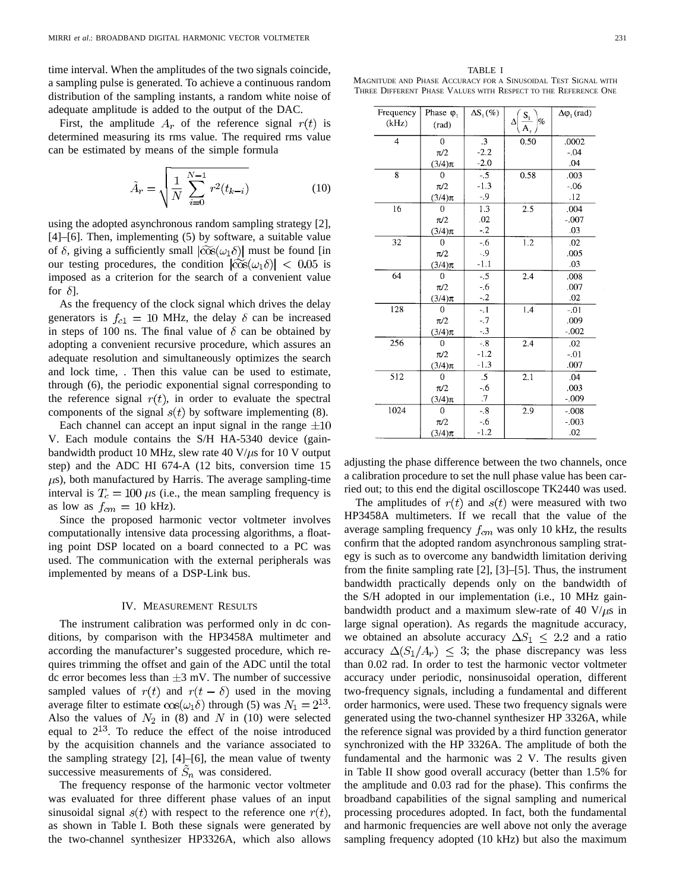time interval. When the amplitudes of the two signals coincide, a sampling pulse is generated. To achieve a continuous random distribution of the sampling instants, a random white noise of adequate amplitude is added to the output of the DAC.

First, the amplitude $A_r$ of the reference signal $r(t)$ is determined measuring its rms value. The required rms value can be estimated by means of the simple formula

$$\tilde{A}_r = \sqrt{\frac{1}{N}\sum_{i=0}^{N-1} r^2(t_{k-i})} \tag{10}$$

using the adopted asynchronous random sampling strategy [2], [4]–[6]. Then, implementing (5) by software, a suitable value of $\delta$, giving a sufficiently small $|\widetilde{\cos}(\omega_1\delta)|$ must be found [in our testing procedures, the condition $|\widetilde{\cos}(\omega_1\delta)| < 0.05$ is imposed as a criterion for the search of a convenient value for $\delta$].

As the frequency of the clock signal which drives the delay generators is $f_{c1} = 10$ MHz, the delay $\delta$ can be increased in steps of 100 ns. The final value of $\delta$ can be obtained by adopting a convenient recursive procedure, which assures an adequate resolution and simultaneously optimizes the search and lock time, . Then this value can be used to estimate, through (6), the periodic exponential signal corresponding to the reference signal $r(t)$, in order to evaluate the spectral components of the signal $s(t)$ by software implementing (8).

Each channel can accept an input signal in the range $\pm 10$ V. Each module contains the S/H HA-5340 device (gain-bandwidth product 10 MHz, slew rate 40 V/$\mu$s for 10 V output step) and the ADC HI 674-A (12 bits, conversion time 15 $\mu$s), both manufactured by Harris. The average sampling-time interval is $T_c = 100$ $\mu$s (i.e., the mean sampling frequency is as low as $f_{cm} = 10$ kHz).

Since the proposed harmonic vector voltmeter involves computationally intensive data processing algorithms, a floating point DSP located on a board connected to a PC was used. The communication with the external peripherals was implemented by means of a DSP-Link bus.

## IV. Measurement Results

The instrument calibration was performed only in dc conditions, by comparison with the HP3458A multimeter and according the manufacturer's suggested procedure, which requires trimming the offset and gain of the ADC until the total dc error becomes less than $\pm 3$ mV. The number of successive sampled values of $r(t)$ and $r(t-\delta)$ used in the moving average filter to estimate $\cos(\omega_1\delta)$ through (5) was $N_1 = 2^{13}$. Also the values of $N_2$ in (8) and $N$ in (10) were selected equal to $2^{13}$. To reduce the effect of the noise introduced by the acquisition channels and the variance associated to the sampling strategy [2], [4]–[6], the mean value of twenty successive measurements of $\tilde{S}_n$ was considered.

The frequency response of the harmonic vector voltmeter was evaluated for three different phase values of an input sinusoidal signal $s(t)$ with respect to the reference one $r(t)$, as shown in Table I. Both these signals were generated by the two-channel synthesizer HP3326A, which also allows adjusting the phase difference between the two channels, once a calibration procedure to set the null phase value has been carried out; to this end the digital oscilloscope TK2440 was used.

TABLE I
MAGNITUDE AND PHASE ACCURACY FOR A SINUSOIDAL TEST SIGNAL WITH THREE DIFFERENT PHASE VALUES WITH RESPECT TO THE REFERENCE ONE

| Frequency (kHz) | Phase $\varphi_1$ (rad) | $\Delta S_1$ (%) | $\Delta\left(\frac{S_1}{A_r}\right)$% | $\Delta\varphi_1$ (rad) |
|---|---|---|---|---|
| 4 | 0 | .3 | 0.50 | .0002 |
| | $\pi/2$ | -2.2 | | -.04 |
| | $(3/4)\pi$ | -2.0 | | .04 |
| 8 | 0 | -.5 | 0.58 | .003 |
| | $\pi/2$ | -1.3 | | -.06 |
| | $(3/4)\pi$ | -.9 | | .12 |
| 16 | 0 | 1.3 | 2.5 | .004 |
| | $\pi/2$ | .02 | | -.007 |
| | $(3/4)\pi$ | -.2 | | .03 |
| 32 | 0 | -.6 | 1.2 | .02 |
| | $\pi/2$ | -.9 | | .005 |
| | $(3/4)\pi$ | -1.1 | | .03 |
| 64 | 0 | -.5 | 2.4 | .008 |
| | $\pi/2$ | -.6 | | .007 |
| | $(3/4)\pi$ | -.2 | | .02 |
| 128 | 0 | -.1 | 1.4 | -.01 |
| | $\pi/2$ | -.7 | | .009 |
| | $(3/4)\pi$ | -.3 | | -.002 |
| 256 | 0 | -.8 | 2.4 | .02 |
| | $\pi/2$ | -1.2 | | -.01 |
| | $(3/4)\pi$ | -1.3 | | .007 |
| 512 | 0 | .5 | 2.1 | .04 |
| | $\pi/2$ | -.6 | | .003 |
| | $(3/4)\pi$ | .7 | | -.009 |
| 1024 | 0 | -.8 | 2.9 | -.008 |
| | $\pi/2$ | -.6 | | -.003 |
| | $(3/4)\pi$ | -1.2 | | .02 |

The amplitudes of $r(t)$ and $s(t)$ were measured with two HP3458A multimeters. If we recall that the value of the average sampling frequency $f_{cm}$ was only 10 kHz, the results confirm that the adopted random asynchronous sampling strategy is such as to overcome any bandwidth limitation deriving from the finite sampling rate [2], [3]–[5]. Thus, the instrument bandwidth practically depends only on the bandwidth of the S/H adopted in our implementation (i.e., 10 MHz gain-bandwidth product and a maximum slew-rate of 40 V/$\mu$s in large signal operation). As regards the magnitude accuracy, we obtained an absolute accuracy $\Delta S_1 \leq 2.2$ and a ratio accuracy $\Delta(S_1/A_r) \leq 3$; the phase discrepancy was less than 0.02 rad. In order to test the harmonic vector voltmeter accuracy under periodic, nonsinusoidal operation, different two-frequency signals, including a fundamental and different order harmonics, were used. These two frequency signals were generated using the two-channel synthesizer HP 3326A, while the reference signal was provided by a third function generator synchronized with the HP 3326A. The amplitude of both the fundamental and the harmonic was 2 V. The results given in Table II show good overall accuracy (better than 1.5% for the amplitude and 0.03 rad for the phase). This confirms the broadband capabilities of the signal sampling and numerical processing procedures adopted. In fact, both the fundamental and harmonic frequencies are well above not only the average sampling frequency adopted (10 kHz) but also the maximum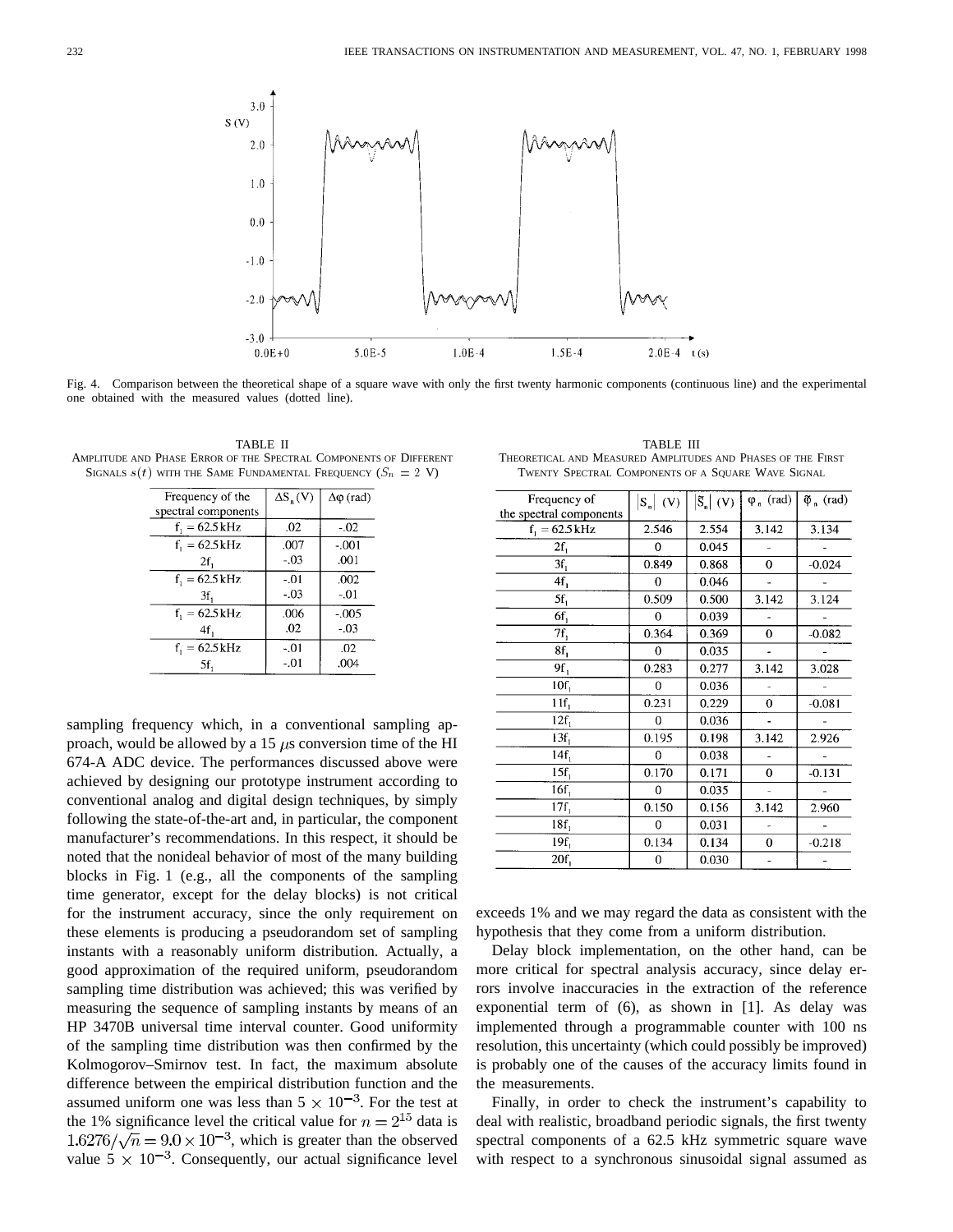Fig. 4. Comparison between the theoretical shape of a square wave with only the first twenty harmonic components (continuous line) and the experimental one obtained with the measured values (dotted line).

TABLE II
AMPLITUDE AND PHASE ERROR OF THE SPECTRAL COMPONENTS OF DIFFERENT SIGNALS $s(t)$ WITH THE SAME FUNDAMENTAL FREQUENCY ($S_n = 2$ V)

| Frequency of the spectral components | $\Delta S_n$ (V) | $\Delta\varphi$ (rad) |
|---|---|---|
| $f_1$ = 62.5 kHz | .02 | -.02 |
| $f_1$ = 62.5 kHz | .007 | -.001 |
| $2f_1$ | -.03 | .001 |
| $f_1$ = 62.5 kHz | -.01 | .002 |
| $3f_1$ | -.03 | -.01 |
| $f_1$ = 62.5 kHz | .006 | -.005 |
| $4f_1$ | .02 | -.03 |
| $f_1$ = 62.5 kHz | -.01 | .02 |
| $5f_1$ | -.01 | .004 |

sampling frequency which, in a conventional sampling approach, would be allowed by a 15 $\mu$s conversion time of the HI 674-A ADC device. The performances discussed above were achieved by designing our prototype instrument according to conventional analog and digital design techniques, by simply following the state-of-the-art and, in particular, the component manufacturer's recommendations. In this respect, it should be noted that the nonideal behavior of most of the many building blocks in Fig. 1 (e.g., all the components of the sampling time generator, except for the delay blocks) is not critical for the instrument accuracy, since the only requirement on these elements is producing a pseudorandom set of sampling instants with a reasonably uniform distribution. Actually, a good approximation of the required uniform, pseudorandom sampling time distribution was achieved; this was verified by measuring the sequence of sampling instants by means of an HP 3470B universal time interval counter. Good uniformity of the sampling time distribution was then confirmed by the Kolmogorov–Smirnov test. In fact, the maximum absolute difference between the empirical distribution function and the assumed uniform one was less than $5 \times 10^{-3}$. For the test at the 1% significance level the critical value for $n = 2^{15}$ data is $1.6276/\sqrt{n} = 9.0 \times 10^{-3}$, which is greater than the observed value $5 \times 10^{-3}$. Consequently, our actual significance level exceeds 1% and we may regard the data as consistent with the hypothesis that they come from a uniform distribution.

TABLE III
THEORETICAL AND MEASURED AMPLITUDES AND PHASES OF THE FIRST TWENTY SPECTRAL COMPONENTS OF A SQUARE WAVE SIGNAL

| Frequency of the spectral components | $\lvert S_n \rvert$ (V) | $\lvert \bar{S}_n \rvert$ (V) | $\varphi_n$ (rad) | $\bar{\varphi}_n$ (rad) |
|---|---|---|---|---|
| $f_1$ = 62.5 kHz | 2.546 | 2.554 | 3.142 | 3.134 |
| $2f_1$ | 0 | 0.045 | - | - |
| $3f_1$ | 0.849 | 0.868 | 0 | -0.024 |
| $4f_1$ | 0 | 0.046 | - | - |
| $5f_1$ | 0.509 | 0.500 | 3.142 | 3.124 |
| $6f_1$ | 0 | 0.039 | - | - |
| $7f_1$ | 0.364 | 0.369 | 0 | -0.082 |
| $8f_1$ | 0 | 0.035 | - | - |
| $9f_1$ | 0.283 | 0.277 | 3.142 | 3.028 |
| $10f_1$ | 0 | 0.036 | - | - |
| $11f_1$ | 0.231 | 0.229 | 0 | -0.081 |
| $12f_1$ | 0 | 0.036 | - | - |
| $13f_1$ | 0.195 | 0.198 | 3.142 | 2.926 |
| $14f_1$ | 0 | 0.038 | - | - |
| $15f_1$ | 0.170 | 0.171 | 0 | -0.131 |
| $16f_1$ | 0 | 0.035 | - | - |
| $17f_1$ | 0.150 | 0.156 | 3.142 | 2.960 |
| $18f_1$ | 0 | 0.031 | - | - |
| $19f_1$ | 0.134 | 0.134 | 0 | -0.218 |
| $20f_1$ | 0 | 0.030 | - | - |

Delay block implementation, on the other hand, can be more critical for spectral analysis accuracy, since delay errors involve inaccuracies in the extraction of the reference exponential term of (6), as shown in [1]. As delay was implemented through a programmable counter with 100 ns resolution, this uncertainty (which could possibly be improved) is probably one of the causes of the accuracy limits found in the measurements.

Finally, in order to check the instrument's capability to deal with realistic, broadband periodic signals, the first twenty spectral components of a 62.5 kHz symmetric square wave with respect to a synchronous sinusoidal signal assumed as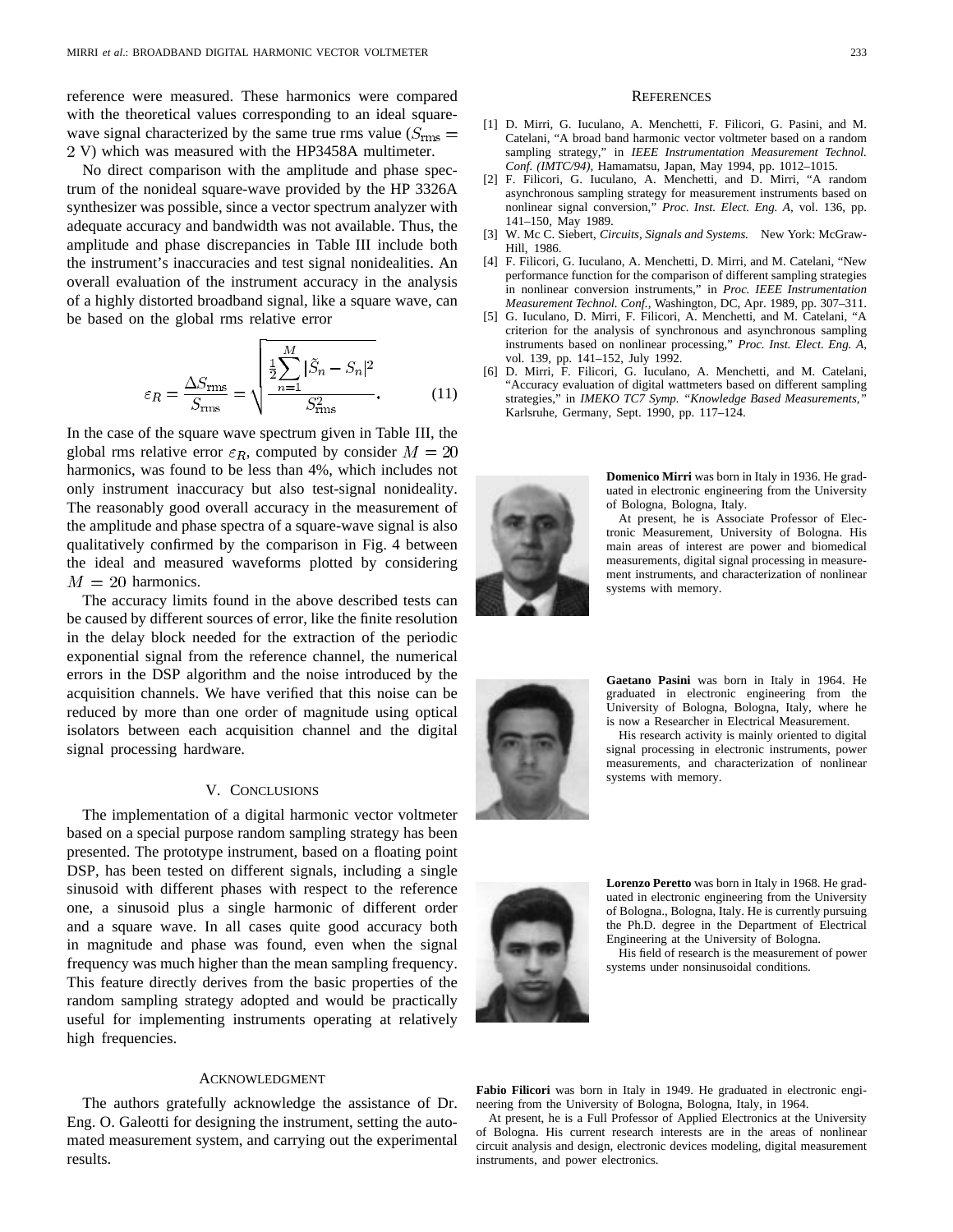reference were measured. These harmonics were compared with the theoretical values corresponding to an ideal square-wave signal characterized by the same true rms value ($S_{\text{rms}} = 2$ V) which was measured with the HP3458A multimeter.

No direct comparison with the amplitude and phase spectrum of the nonideal square-wave provided by the HP 3326A synthesizer was possible, since a vector spectrum analyzer with adequate accuracy and bandwidth was not available. Thus, the amplitude and phase discrepancies in Table III include both the instrument's inaccuracies and test signal nonidealities. An overall evaluation of the instrument accuracy in the analysis of a highly distorted broadband signal, like a square wave, can be based on the global rms relative error

$$\varepsilon_R = \frac{\Delta S_{\text{rms}}}{S_{\text{rms}}} = \sqrt{\frac{\frac{1}{2}\sum_{n=1}^{M}|\tilde{S}_n - S_n|^2}{S_{\text{rms}}^2}}. \tag{11}$$

In the case of the square wave spectrum given in Table III, the global rms relative error $\varepsilon_R$, computed by consider $M = 20$ harmonics, was found to be less than 4%, which includes not only instrument inaccuracy but also test-signal nonideality. The reasonably good overall accuracy in the measurement of the amplitude and phase spectra of a square-wave signal is also qualitatively confirmed by the comparison in Fig. 4 between the ideal and measured waveforms plotted by considering $M = 20$ harmonics.

The accuracy limits found in the above described tests can be caused by different sources of error, like the finite resolution in the delay block needed for the extraction of the periodic exponential signal from the reference channel, the numerical errors in the DSP algorithm and the noise introduced by the acquisition channels. We have verified that this noise can be reduced by more than one order of magnitude using optical isolators between each acquisition channel and the digital signal processing hardware.

## V. Conclusions

The implementation of a digital harmonic vector voltmeter based on a special purpose random sampling strategy has been presented. The prototype instrument, based on a floating point DSP, has been tested on different signals, including a single sinusoid with different phases with respect to the reference one, a sinusoid plus a single harmonic of different order and a square wave. In all cases quite good accuracy both in magnitude and phase was found, even when the signal frequency was much higher than the mean sampling frequency. This feature directly derives from the basic properties of the random sampling strategy adopted and would be practically useful for implementing instruments operating at relatively high frequencies.

## Acknowledgment

The authors gratefully acknowledge the assistance of Dr. Eng. O. Galeotti for designing the instrument, setting the automated measurement system, and carrying out the experimental results.

## References

[1] D. Mirri, G. Iuculano, A. Menchetti, F. Filicori, G. Pasini, and M. Catelani, "A broad band harmonic vector voltmeter based on a random sampling strategy," in *IEEE Instrumentation Measurement Technol. Conf. (IMTC/94),* Hamamatsu, Japan, May 1994, pp. 1012–1015.

[2] F. Filicori, G. Iuculano, A. Menchetti, and D. Mirri, "A random asynchronous sampling strategy for measurement instruments based on nonlinear signal conversion," *Proc. Inst. Elect. Eng. A,* vol. 136, pp. 141–150, May 1989.

[3] W. Mc C. Siebert, *Circuits, Signals and Systems.* New York: McGraw-Hill, 1986.

[4] F. Filicori, G. Iuculano, A. Menchetti, D. Mirri, and M. Catelani, "New performance function for the comparison of different sampling strategies in nonlinear conversion instruments," in *Proc. IEEE Instrumentation Measurement Technol. Conf.,* Washington, DC, Apr. 1989, pp. 307–311.

[5] G. Iuculano, D. Mirri, F. Filicori, A. Menchetti, and M. Catelani, "A criterion for the analysis of synchronous and asynchronous sampling instruments based on nonlinear processing," *Proc. Inst. Elect. Eng. A,* vol. 139, pp. 141–152, July 1992.

[6] D. Mirri, F. Filicori, G. Iuculano, A. Menchetti, and M. Catelani, "Accuracy evaluation of digital wattmeters based on different sampling strategies," in *IMEKO TC7 Symp. "Knowledge Based Measurements,"* Karlsruhe, Germany, Sept. 1990, pp. 117–124.

**Domenico Mirri** was born in Italy in 1936. He graduated in electronic engineering from the University of Bologna, Bologna, Italy.

At present, he is Associate Professor of Electronic Measurement, University of Bologna. His main areas of interest are power and biomedical measurements, digital signal processing in measurement instruments, and characterization of nonlinear systems with memory.

**Gaetano Pasini** was born in Italy in 1964. He graduated in electronic engineering from the University of Bologna, Bologna, Italy, where he is now a Researcher in Electrical Measurement.

His research activity is mainly oriented to digital signal processing in electronic instruments, power measurements, and characterization of nonlinear systems with memory.

**Lorenzo Peretto** was born in Italy in 1968. He graduated in electronic engineering from the University of Bologna., Bologna, Italy. He is currently pursuing the Ph.D. degree in the Department of Electrical Engineering at the University of Bologna.

His field of research is the measurement of power systems under nonsinusoidal conditions.

**Fabio Filicori** was born in Italy in 1949. He graduated in electronic engineering from the University of Bologna, Bologna, Italy, in 1964.

At present, he is a Full Professor of Applied Electronics at the University of Bologna. His current research interests are in the areas of nonlinear circuit analysis and design, electronic devices modeling, digital measurement instruments, and power electronics.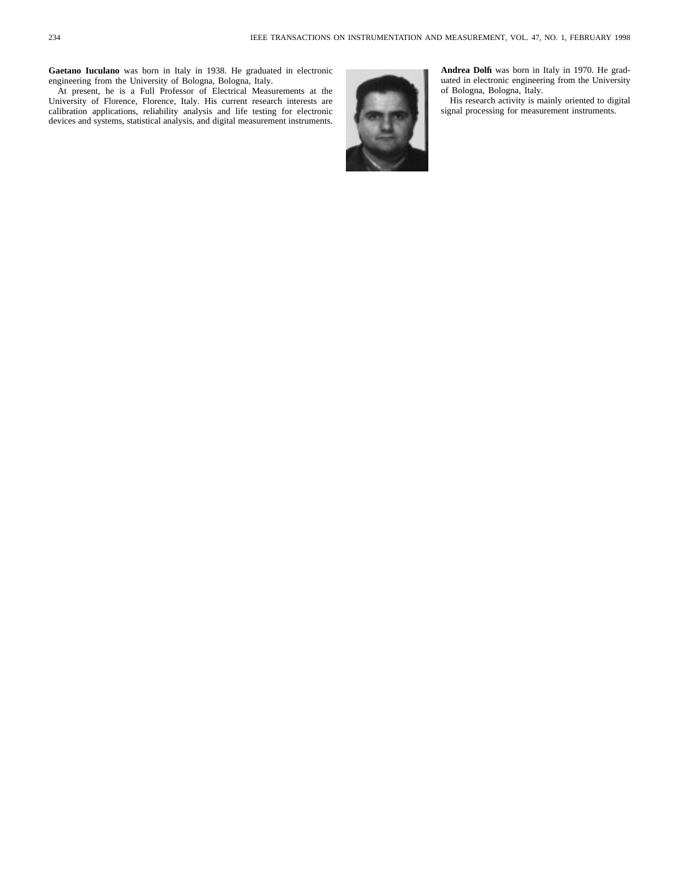**Gaetano Iuculano** was born in Italy in 1938. He graduated in electronic engineering from the University of Bologna, Bologna, Italy.

At present, he is a Full Professor of Electrical Measurements at the University of Florence, Florence, Italy. His current research interests are calibration applications, reliability analysis and life testing for electronic devices and systems, statistical analysis, and digital measurement instruments.

**Andrea Dolfi** was born in Italy in 1970. He graduated in electronic engineering from the University of Bologna, Bologna, Italy.

His research activity is mainly oriented to digital signal processing for measurement instruments.